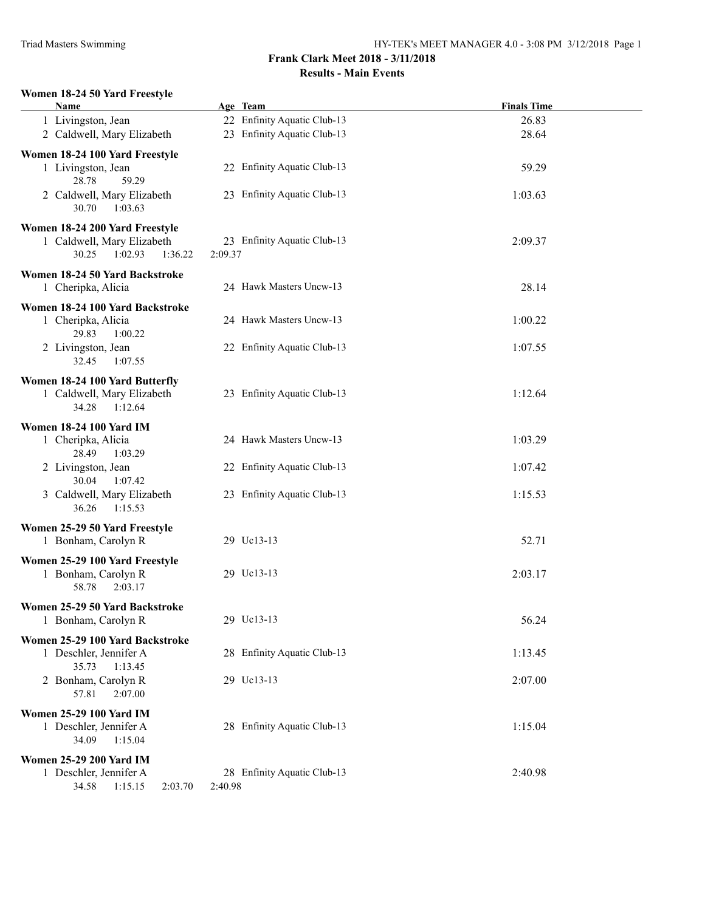# Frank Clark Meet 2018 - 3/11/2018

## Results - Main Events

### Women 18-24 50 Yard Freestyle

| Name | Age | Team | Finals Time |
|---|---|---|---|
| 1 Livingston, Jean | 22 | Enfinity Aquatic Club-13 | 26.83 |
| 2 Caldwell, Mary Elizabeth | 23 | Enfinity Aquatic Club-13 | 28.64 |

### Women 18-24 100 Yard Freestyle

| Name | Age | Team | Finals Time |
|---|---|---|---|
| 1 Livingston, Jean | 22 | Enfinity Aquatic Club-13 | 59.29 |
| 28.78 59.29 | | | |
| 2 Caldwell, Mary Elizabeth | 23 | Enfinity Aquatic Club-13 | 1:03.63 |
| 30.70 1:03.63 | | | |

### Women 18-24 200 Yard Freestyle

| Name | Age | Team | Finals Time |
|---|---|---|---|
| 1 Caldwell, Mary Elizabeth | 23 | Enfinity Aquatic Club-13 | 2:09.37 |
| 30.25 1:02.93 1:36.22 2:09.37 | | | |

### Women 18-24 50 Yard Backstroke

| Name | Age | Team | Finals Time |
|---|---|---|---|
| 1 Cheripka, Alicia | 24 | Hawk Masters Uncw-13 | 28.14 |

### Women 18-24 100 Yard Backstroke

| Name | Age | Team | Finals Time |
|---|---|---|---|
| 1 Cheripka, Alicia | 24 | Hawk Masters Uncw-13 | 1:00.22 |
| 29.83 1:00.22 | | | |
| 2 Livingston, Jean | 22 | Enfinity Aquatic Club-13 | 1:07.55 |
| 32.45 1:07.55 | | | |

### Women 18-24 100 Yard Butterfly

| Name | Age | Team | Finals Time |
|---|---|---|---|
| 1 Caldwell, Mary Elizabeth | 23 | Enfinity Aquatic Club-13 | 1:12.64 |
| 34.28 1:12.64 | | | |

### Women 18-24 100 Yard IM

| Name | Age | Team | Finals Time |
|---|---|---|---|
| 1 Cheripka, Alicia | 24 | Hawk Masters Uncw-13 | 1:03.29 |
| 28.49 1:03.29 | | | |
| 2 Livingston, Jean | 22 | Enfinity Aquatic Club-13 | 1:07.42 |
| 30.04 1:07.42 | | | |
| 3 Caldwell, Mary Elizabeth | 23 | Enfinity Aquatic Club-13 | 1:15.53 |
| 36.26 1:15.53 | | | |

### Women 25-29 50 Yard Freestyle

| Name | Age | Team | Finals Time |
|---|---|---|---|
| 1 Bonham, Carolyn R | 29 | Uc13-13 | 52.71 |

### Women 25-29 100 Yard Freestyle

| Name | Age | Team | Finals Time |
|---|---|---|---|
| 1 Bonham, Carolyn R | 29 | Uc13-13 | 2:03.17 |
| 58.78 2:03.17 | | | |

### Women 25-29 50 Yard Backstroke

| Name | Age | Team | Finals Time |
|---|---|---|---|
| 1 Bonham, Carolyn R | 29 | Uc13-13 | 56.24 |

### Women 25-29 100 Yard Backstroke

| Name | Age | Team | Finals Time |
|---|---|---|---|
| 1 Deschler, Jennifer A | 28 | Enfinity Aquatic Club-13 | 1:13.45 |
| 35.73 1:13.45 | | | |
| 2 Bonham, Carolyn R | 29 | Uc13-13 | 2:07.00 |
| 57.81 2:07.00 | | | |

### Women 25-29 100 Yard IM

| Name | Age | Team | Finals Time |
|---|---|---|---|
| 1 Deschler, Jennifer A | 28 | Enfinity Aquatic Club-13 | 1:15.04 |
| 34.09 1:15.04 | | | |

### Women 25-29 200 Yard IM

| Name | Age | Team | Finals Time |
|---|---|---|---|
| 1 Deschler, Jennifer A | 28 | Enfinity Aquatic Club-13 | 2:40.98 |
| 34.58 1:15.15 2:03.70 2:40.98 | | | |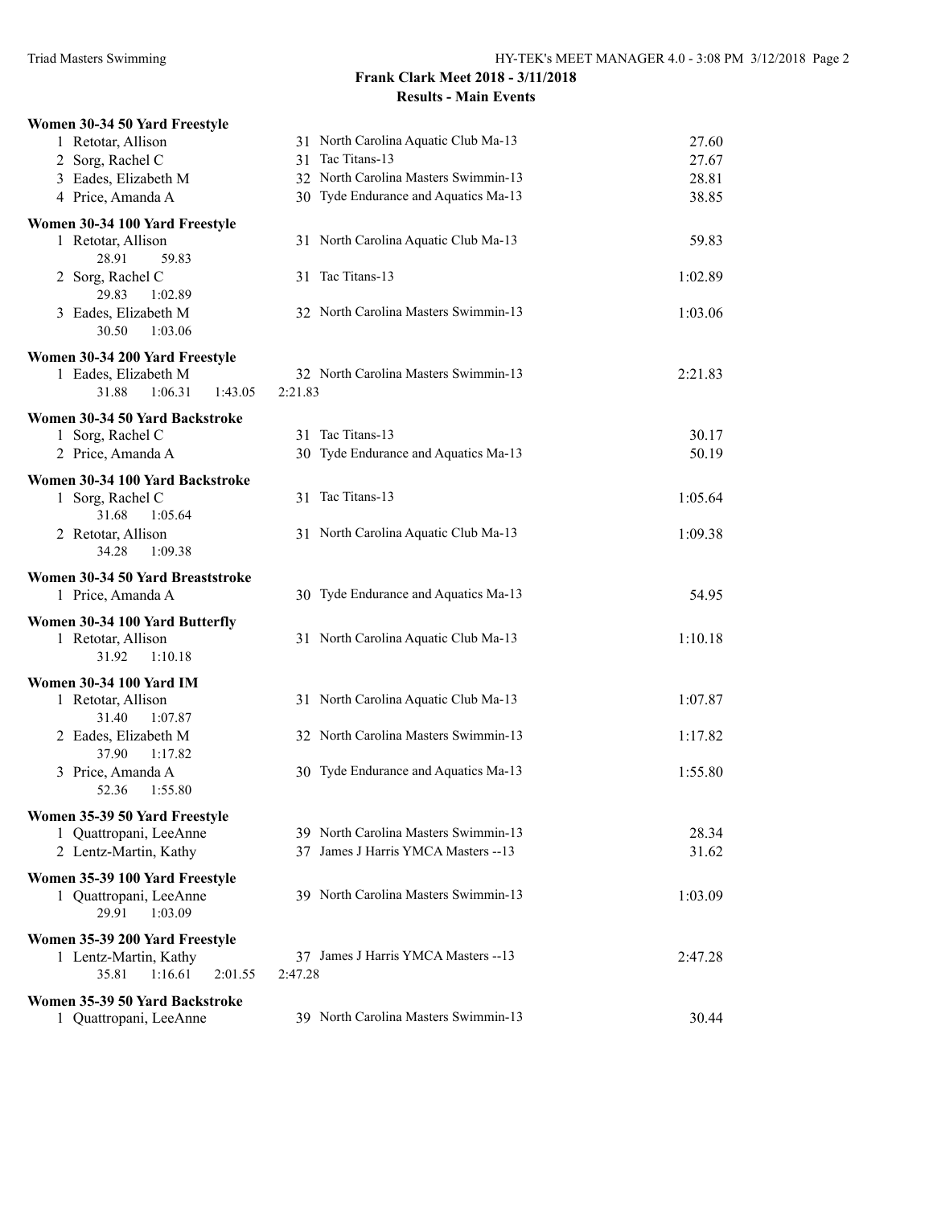## Frank Clark Meet 2018 - 3/11/2018

### Results - Main Events

**Women 30-34 50 Yard Freestyle**

| Place | Name | Age | Team | Time |
|---|---|---|---|---|
| 1 | Retotar, Allison | 31 | North Carolina Aquatic Club Ma-13 | 27.60 |
| 2 | Sorg, Rachel C | 31 | Tac Titans-13 | 27.67 |
| 3 | Eades, Elizabeth M | 32 | North Carolina Masters Swimmin-13 | 28.81 |
| 4 | Price, Amanda A | 30 | Tyde Endurance and Aquatics Ma-13 | 38.85 |

**Women 30-34 100 Yard Freestyle**

| Place | Name | Age | Team | Time |
|---|---|---|---|---|
| 1 | Retotar, Allison | 31 | North Carolina Aquatic Club Ma-13 | 59.83 |
| | 28.91 59.83 | | | |
| 2 | Sorg, Rachel C | 31 | Tac Titans-13 | 1:02.89 |
| | 29.83 1:02.89 | | | |
| 3 | Eades, Elizabeth M | 32 | North Carolina Masters Swimmin-13 | 1:03.06 |
| | 30.50 1:03.06 | | | |

**Women 30-34 200 Yard Freestyle**

| Place | Name | Age | Team | Time |
|---|---|---|---|---|
| 1 | Eades, Elizabeth M | 32 | North Carolina Masters Swimmin-13 | 2:21.83 |
| | 31.88 1:06.31 1:43.05 2:21.83 | | | |

**Women 30-34 50 Yard Backstroke**

| Place | Name | Age | Team | Time |
|---|---|---|---|---|
| 1 | Sorg, Rachel C | 31 | Tac Titans-13 | 30.17 |
| 2 | Price, Amanda A | 30 | Tyde Endurance and Aquatics Ma-13 | 50.19 |

**Women 30-34 100 Yard Backstroke**

| Place | Name | Age | Team | Time |
|---|---|---|---|---|
| 1 | Sorg, Rachel C | 31 | Tac Titans-13 | 1:05.64 |
| | 31.68 1:05.64 | | | |
| 2 | Retotar, Allison | 31 | North Carolina Aquatic Club Ma-13 | 1:09.38 |
| | 34.28 1:09.38 | | | |

**Women 30-34 50 Yard Breaststroke**

| Place | Name | Age | Team | Time |
|---|---|---|---|---|
| 1 | Price, Amanda A | 30 | Tyde Endurance and Aquatics Ma-13 | 54.95 |

**Women 30-34 100 Yard Butterfly**

| Place | Name | Age | Team | Time |
|---|---|---|---|---|
| 1 | Retotar, Allison | 31 | North Carolina Aquatic Club Ma-13 | 1:10.18 |
| | 31.92 1:10.18 | | | |

**Women 30-34 100 Yard IM**

| Place | Name | Age | Team | Time |
|---|---|---|---|---|
| 1 | Retotar, Allison | 31 | North Carolina Aquatic Club Ma-13 | 1:07.87 |
| | 31.40 1:07.87 | | | |
| 2 | Eades, Elizabeth M | 32 | North Carolina Masters Swimmin-13 | 1:17.82 |
| | 37.90 1:17.82 | | | |
| 3 | Price, Amanda A | 30 | Tyde Endurance and Aquatics Ma-13 | 1:55.80 |
| | 52.36 1:55.80 | | | |

**Women 35-39 50 Yard Freestyle**

| Place | Name | Age | Team | Time |
|---|---|---|---|---|
| 1 | Quattropani, LeeAnne | 39 | North Carolina Masters Swimmin-13 | 28.34 |
| 2 | Lentz-Martin, Kathy | 37 | James J Harris YMCA Masters --13 | 31.62 |

**Women 35-39 100 Yard Freestyle**

| Place | Name | Age | Team | Time |
|---|---|---|---|---|
| 1 | Quattropani, LeeAnne | 39 | North Carolina Masters Swimmin-13 | 1:03.09 |
| | 29.91 1:03.09 | | | |

**Women 35-39 200 Yard Freestyle**

| Place | Name | Age | Team | Time |
|---|---|---|---|---|
| 1 | Lentz-Martin, Kathy | 37 | James J Harris YMCA Masters --13 | 2:47.28 |
| | 35.81 1:16.61 2:01.55 2:47.28 | | | |

**Women 35-39 50 Yard Backstroke**

| Place | Name | Age | Team | Time |
|---|---|---|---|---|
| 1 | Quattropani, LeeAnne | 39 | North Carolina Masters Swimmin-13 | 30.44 |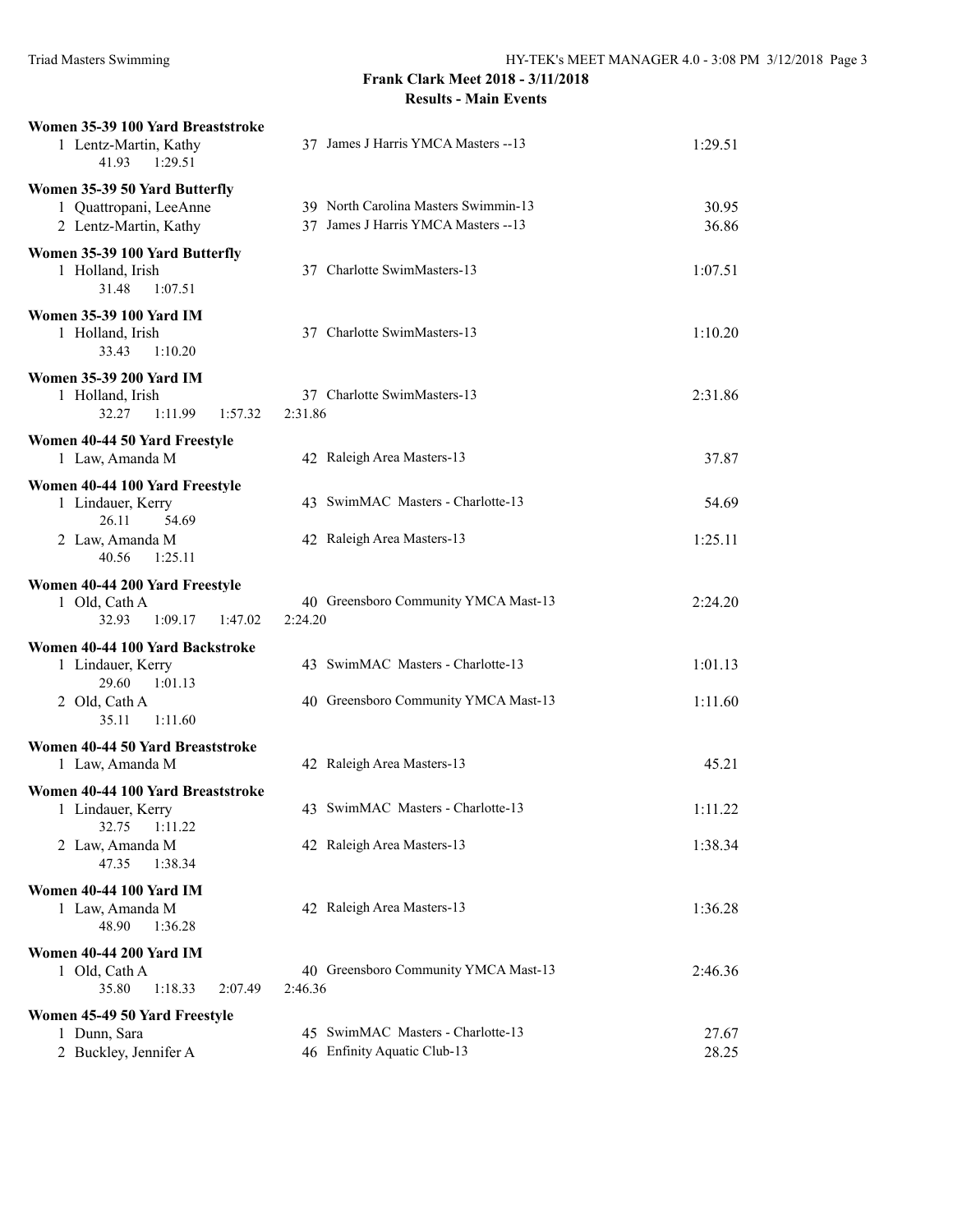**Frank Clark Meet 2018 - 3/11/2018**

**Results - Main Events**

**Women 35-39 100 Yard Breaststroke**

1 Lentz-Martin, Kathy — 37 James J Harris YMCA Masters --13 — 1:29.51
41.93 1:29.51

**Women 35-39 50 Yard Butterfly**

1 Quattropani, LeeAnne — 39 North Carolina Masters Swimmin-13 — 30.95
2 Lentz-Martin, Kathy — 37 James J Harris YMCA Masters --13 — 36.86

**Women 35-39 100 Yard Butterfly**

1 Holland, Irish — 37 Charlotte SwimMasters-13 — 1:07.51
31.48 1:07.51

**Women 35-39 100 Yard IM**

1 Holland, Irish — 37 Charlotte SwimMasters-13 — 1:10.20
33.43 1:10.20

**Women 35-39 200 Yard IM**

1 Holland, Irish — 37 Charlotte SwimMasters-13 — 2:31.86
32.27 1:11.99 1:57.32 2:31.86

**Women 40-44 50 Yard Freestyle**

1 Law, Amanda M — 42 Raleigh Area Masters-13 — 37.87

**Women 40-44 100 Yard Freestyle**

1 Lindauer, Kerry — 43 SwimMAC Masters - Charlotte-13 — 54.69
26.11 54.69
2 Law, Amanda M — 42 Raleigh Area Masters-13 — 1:25.11
40.56 1:25.11

**Women 40-44 200 Yard Freestyle**

1 Old, Cath A — 40 Greensboro Community YMCA Mast-13 — 2:24.20
32.93 1:09.17 1:47.02 2:24.20

**Women 40-44 100 Yard Backstroke**

1 Lindauer, Kerry — 43 SwimMAC Masters - Charlotte-13 — 1:01.13
29.60 1:01.13
2 Old, Cath A — 40 Greensboro Community YMCA Mast-13 — 1:11.60
35.11 1:11.60

**Women 40-44 50 Yard Breaststroke**

1 Law, Amanda M — 42 Raleigh Area Masters-13 — 45.21

**Women 40-44 100 Yard Breaststroke**

1 Lindauer, Kerry — 43 SwimMAC Masters - Charlotte-13 — 1:11.22
32.75 1:11.22
2 Law, Amanda M — 42 Raleigh Area Masters-13 — 1:38.34
47.35 1:38.34

**Women 40-44 100 Yard IM**

1 Law, Amanda M — 42 Raleigh Area Masters-13 — 1:36.28
48.90 1:36.28

**Women 40-44 200 Yard IM**

1 Old, Cath A — 40 Greensboro Community YMCA Mast-13 — 2:46.36
35.80 1:18.33 2:07.49 2:46.36

**Women 45-49 50 Yard Freestyle**

1 Dunn, Sara — 45 SwimMAC Masters - Charlotte-13 — 27.67
2 Buckley, Jennifer A — 46 Enfinity Aquatic Club-13 — 28.25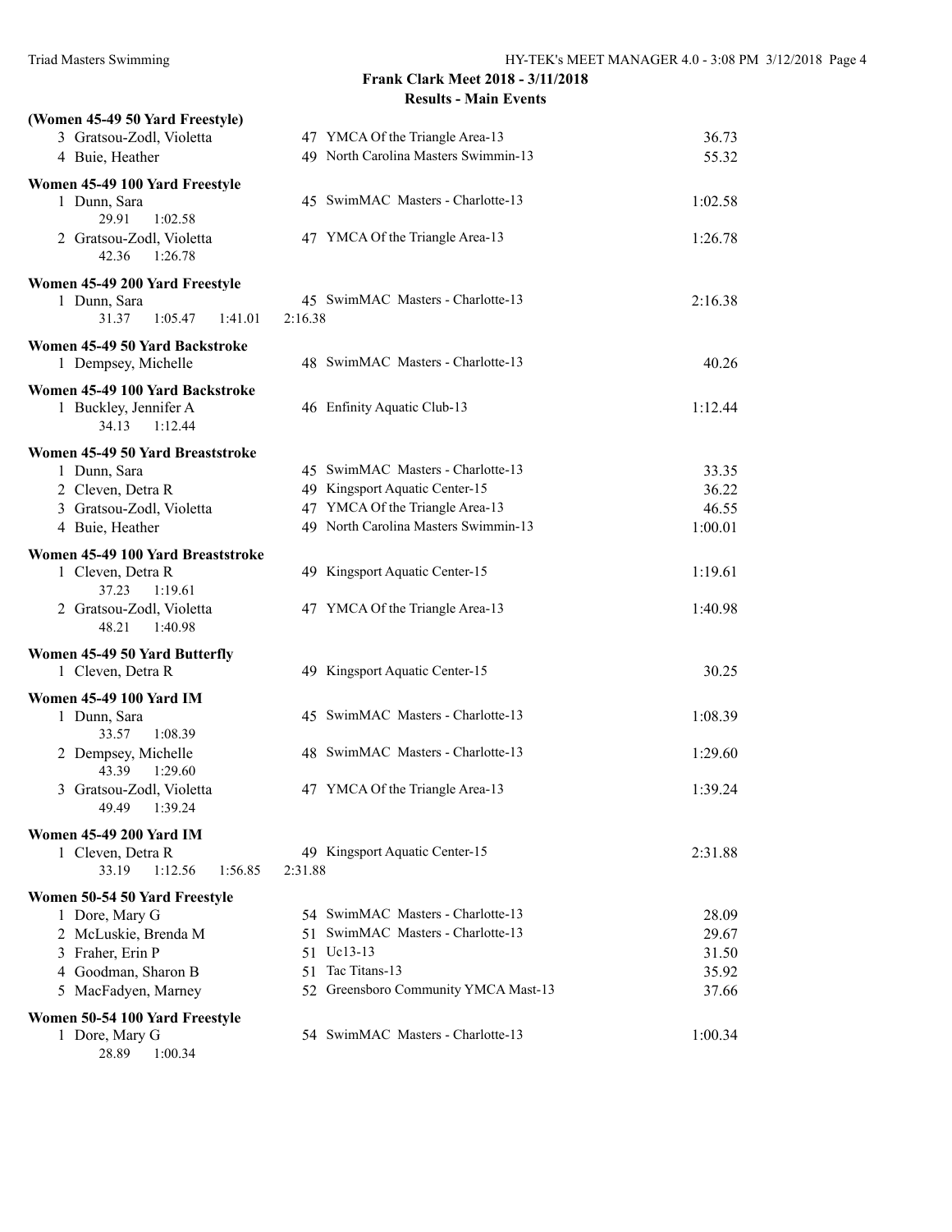## Frank Clark Meet 2018 - 3/11/2018

### Results - Main Events

**(Women 45-49 50 Yard Freestyle)**

| | Name | Age | Team | Time |
|---|---|---|---|---|
| 3 | Gratsou-Zodl, Violetta | 47 | YMCA Of the Triangle Area-13 | 36.73 |
| 4 | Buie, Heather | 49 | North Carolina Masters Swimmin-13 | 55.32 |

**Women 45-49 100 Yard Freestyle**

| | Name | Age | Team | Time |
|---|---|---|---|---|
| 1 | Dunn, Sara | 45 | SwimMAC Masters - Charlotte-13 | 1:02.58 |
| | 29.91 1:02.58 | | | |
| 2 | Gratsou-Zodl, Violetta | 47 | YMCA Of the Triangle Area-13 | 1:26.78 |
| | 42.36 1:26.78 | | | |

**Women 45-49 200 Yard Freestyle**

| | Name | Age | Team | Time |
|---|---|---|---|---|
| 1 | Dunn, Sara | 45 | SwimMAC Masters - Charlotte-13 | 2:16.38 |
| | 31.37 1:05.47 1:41.01 2:16.38 | | | |

**Women 45-49 50 Yard Backstroke**

| | Name | Age | Team | Time |
|---|---|---|---|---|
| 1 | Dempsey, Michelle | 48 | SwimMAC Masters - Charlotte-13 | 40.26 |

**Women 45-49 100 Yard Backstroke**

| | Name | Age | Team | Time |
|---|---|---|---|---|
| 1 | Buckley, Jennifer A | 46 | Enfinity Aquatic Club-13 | 1:12.44 |
| | 34.13 1:12.44 | | | |

**Women 45-49 50 Yard Breaststroke**

| | Name | Age | Team | Time |
|---|---|---|---|---|
| 1 | Dunn, Sara | 45 | SwimMAC Masters - Charlotte-13 | 33.35 |
| 2 | Cleven, Detra R | 49 | Kingsport Aquatic Center-15 | 36.22 |
| 3 | Gratsou-Zodl, Violetta | 47 | YMCA Of the Triangle Area-13 | 46.55 |
| 4 | Buie, Heather | 49 | North Carolina Masters Swimmin-13 | 1:00.01 |

**Women 45-49 100 Yard Breaststroke**

| | Name | Age | Team | Time |
|---|---|---|---|---|
| 1 | Cleven, Detra R | 49 | Kingsport Aquatic Center-15 | 1:19.61 |
| | 37.23 1:19.61 | | | |
| 2 | Gratsou-Zodl, Violetta | 47 | YMCA Of the Triangle Area-13 | 1:40.98 |
| | 48.21 1:40.98 | | | |

**Women 45-49 50 Yard Butterfly**

| | Name | Age | Team | Time |
|---|---|---|---|---|
| 1 | Cleven, Detra R | 49 | Kingsport Aquatic Center-15 | 30.25 |

**Women 45-49 100 Yard IM**

| | Name | Age | Team | Time |
|---|---|---|---|---|
| 1 | Dunn, Sara | 45 | SwimMAC Masters - Charlotte-13 | 1:08.39 |
| | 33.57 1:08.39 | | | |
| 2 | Dempsey, Michelle | 48 | SwimMAC Masters - Charlotte-13 | 1:29.60 |
| | 43.39 1:29.60 | | | |
| 3 | Gratsou-Zodl, Violetta | 47 | YMCA Of the Triangle Area-13 | 1:39.24 |
| | 49.49 1:39.24 | | | |

**Women 45-49 200 Yard IM**

| | Name | Age | Team | Time |
|---|---|---|---|---|
| 1 | Cleven, Detra R | 49 | Kingsport Aquatic Center-15 | 2:31.88 |
| | 33.19 1:12.56 1:56.85 2:31.88 | | | |

**Women 50-54 50 Yard Freestyle**

| | Name | Age | Team | Time |
|---|---|---|---|---|
| 1 | Dore, Mary G | 54 | SwimMAC Masters - Charlotte-13 | 28.09 |
| 2 | McLuskie, Brenda M | 51 | SwimMAC Masters - Charlotte-13 | 29.67 |
| 3 | Fraher, Erin P | 51 | Uc13-13 | 31.50 |
| 4 | Goodman, Sharon B | 51 | Tac Titans-13 | 35.92 |
| 5 | MacFadyen, Marney | 52 | Greensboro Community YMCA Mast-13 | 37.66 |

**Women 50-54 100 Yard Freestyle**

| | Name | Age | Team | Time |
|---|---|---|---|---|
| 1 | Dore, Mary G | 54 | SwimMAC Masters - Charlotte-13 | 1:00.34 |
| | 28.89 1:00.34 | | | |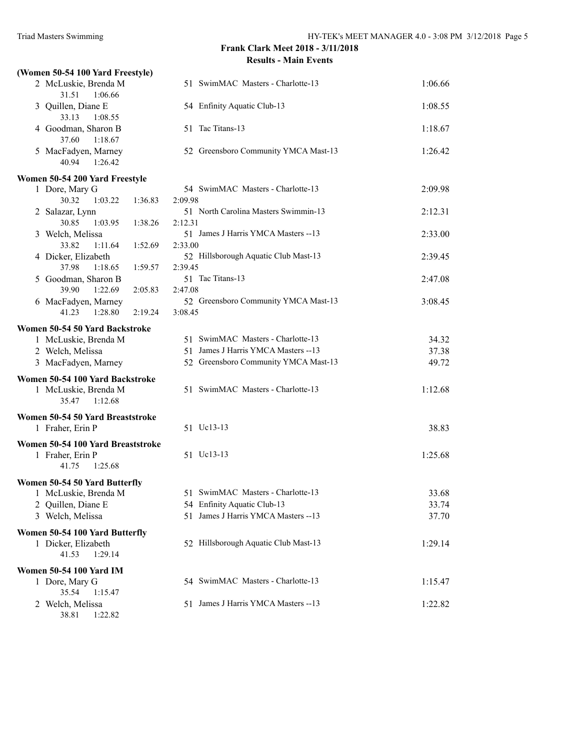**Frank Clark Meet 2018 - 3/11/2018**

**Results - Main Events**

### (Women 50-54 100 Yard Freestyle)

| Place | Name | Age | Team | Time |
|---|---|---|---|---|
| 2 | McLuskie, Brenda M | 51 | SwimMAC Masters - Charlotte-13 | 1:06.66 |
| | 31.51 1:06.66 | | | |
| 3 | Quillen, Diane E | 54 | Enfinity Aquatic Club-13 | 1:08.55 |
| | 33.13 1:08.55 | | | |
| 4 | Goodman, Sharon B | 51 | Tac Titans-13 | 1:18.67 |
| | 37.60 1:18.67 | | | |
| 5 | MacFadyen, Marney | 52 | Greensboro Community YMCA Mast-13 | 1:26.42 |
| | 40.94 1:26.42 | | | |

### Women 50-54 200 Yard Freestyle

| Place | Name | Age | Team | Time |
|---|---|---|---|---|
| 1 | Dore, Mary G | 54 | SwimMAC Masters - Charlotte-13 | 2:09.98 |
| | 30.32 1:03.22 1:36.83 2:09.98 | | | |
| 2 | Salazar, Lynn | 51 | North Carolina Masters Swimmin-13 | 2:12.31 |
| | 30.85 1:03.95 1:38.26 2:12.31 | | | |
| 3 | Welch, Melissa | 51 | James J Harris YMCA Masters --13 | 2:33.00 |
| | 33.82 1:11.64 1:52.69 2:33.00 | | | |
| 4 | Dicker, Elizabeth | 52 | Hillsborough Aquatic Club Mast-13 | 2:39.45 |
| | 37.98 1:18.65 1:59.57 2:39.45 | | | |
| 5 | Goodman, Sharon B | 51 | Tac Titans-13 | 2:47.08 |
| | 39.90 1:22.69 2:05.83 2:47.08 | | | |
| 6 | MacFadyen, Marney | 52 | Greensboro Community YMCA Mast-13 | 3:08.45 |
| | 41.23 1:28.80 2:19.24 3:08.45 | | | |

### Women 50-54 50 Yard Backstroke

| Place | Name | Age | Team | Time |
|---|---|---|---|---|
| 1 | McLuskie, Brenda M | 51 | SwimMAC Masters - Charlotte-13 | 34.32 |
| 2 | Welch, Melissa | 51 | James J Harris YMCA Masters --13 | 37.38 |
| 3 | MacFadyen, Marney | 52 | Greensboro Community YMCA Mast-13 | 49.72 |

### Women 50-54 100 Yard Backstroke

| Place | Name | Age | Team | Time |
|---|---|---|---|---|
| 1 | McLuskie, Brenda M | 51 | SwimMAC Masters - Charlotte-13 | 1:12.68 |
| | 35.47 1:12.68 | | | |

### Women 50-54 50 Yard Breaststroke

| Place | Name | Age | Team | Time |
|---|---|---|---|---|
| 1 | Fraher, Erin P | 51 | Uc13-13 | 38.83 |

### Women 50-54 100 Yard Breaststroke

| Place | Name | Age | Team | Time |
|---|---|---|---|---|
| 1 | Fraher, Erin P | 51 | Uc13-13 | 1:25.68 |
| | 41.75 1:25.68 | | | |

### Women 50-54 50 Yard Butterfly

| Place | Name | Age | Team | Time |
|---|---|---|---|---|
| 1 | McLuskie, Brenda M | 51 | SwimMAC Masters - Charlotte-13 | 33.68 |
| 2 | Quillen, Diane E | 54 | Enfinity Aquatic Club-13 | 33.74 |
| 3 | Welch, Melissa | 51 | James J Harris YMCA Masters --13 | 37.70 |

### Women 50-54 100 Yard Butterfly

| Place | Name | Age | Team | Time |
|---|---|---|---|---|
| 1 | Dicker, Elizabeth | 52 | Hillsborough Aquatic Club Mast-13 | 1:29.14 |
| | 41.53 1:29.14 | | | |

### Women 50-54 100 Yard IM

| Place | Name | Age | Team | Time |
|---|---|---|---|---|
| 1 | Dore, Mary G | 54 | SwimMAC Masters - Charlotte-13 | 1:15.47 |
| | 35.54 1:15.47 | | | |
| 2 | Welch, Melissa | 51 | James J Harris YMCA Masters --13 | 1:22.82 |
| | 38.81 1:22.82 | | | |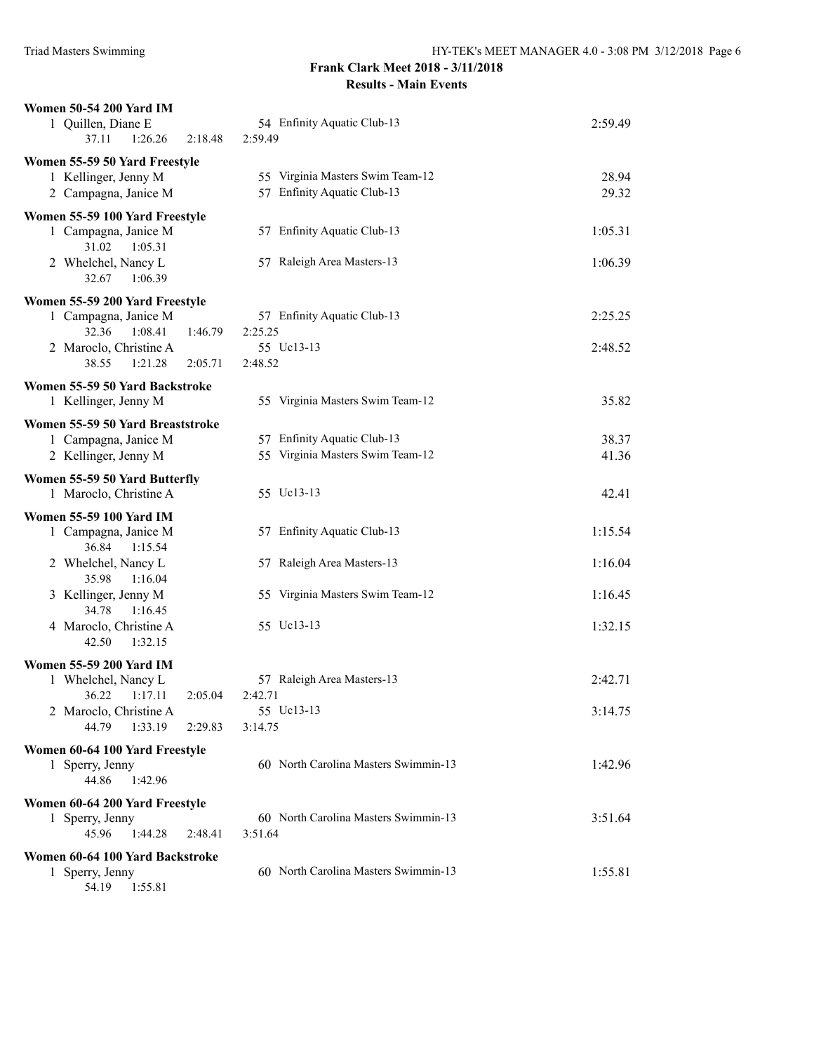# Frank Clark Meet 2018 - 3/11/2018

## Results - Main Events

### Women 50-54 200 Yard IM

| Place | Name | Age | Team | Time |
|---|---|---|---|---|
| 1 | Quillen, Diane E | 54 | Enfinity Aquatic Club-13 | 2:59.49 |
| | 37.11  1:26.26  2:18.48  2:59.49 | | | |

### Women 55-59 50 Yard Freestyle

| Place | Name | Age | Team | Time |
|---|---|---|---|---|
| 1 | Kellinger, Jenny M | 55 | Virginia Masters Swim Team-12 | 28.94 |
| 2 | Campagna, Janice M | 57 | Enfinity Aquatic Club-13 | 29.32 |

### Women 55-59 100 Yard Freestyle

| Place | Name | Age | Team | Time |
|---|---|---|---|---|
| 1 | Campagna, Janice M | 57 | Enfinity Aquatic Club-13 | 1:05.31 |
| | 31.02  1:05.31 | | | |
| 2 | Whelchel, Nancy L | 57 | Raleigh Area Masters-13 | 1:06.39 |
| | 32.67  1:06.39 | | | |

### Women 55-59 200 Yard Freestyle

| Place | Name | Age | Team | Time |
|---|---|---|---|---|
| 1 | Campagna, Janice M | 57 | Enfinity Aquatic Club-13 | 2:25.25 |
| | 32.36  1:08.41  1:46.79  2:25.25 | | | |
| 2 | Maroclo, Christine A | 55 | Uc13-13 | 2:48.52 |
| | 38.55  1:21.28  2:05.71  2:48.52 | | | |

### Women 55-59 50 Yard Backstroke

| Place | Name | Age | Team | Time |
|---|---|---|---|---|
| 1 | Kellinger, Jenny M | 55 | Virginia Masters Swim Team-12 | 35.82 |

### Women 55-59 50 Yard Breaststroke

| Place | Name | Age | Team | Time |
|---|---|---|---|---|
| 1 | Campagna, Janice M | 57 | Enfinity Aquatic Club-13 | 38.37 |
| 2 | Kellinger, Jenny M | 55 | Virginia Masters Swim Team-12 | 41.36 |

### Women 55-59 50 Yard Butterfly

| Place | Name | Age | Team | Time |
|---|---|---|---|---|
| 1 | Maroclo, Christine A | 55 | Uc13-13 | 42.41 |

### Women 55-59 100 Yard IM

| Place | Name | Age | Team | Time |
|---|---|---|---|---|
| 1 | Campagna, Janice M | 57 | Enfinity Aquatic Club-13 | 1:15.54 |
| | 36.84  1:15.54 | | | |
| 2 | Whelchel, Nancy L | 57 | Raleigh Area Masters-13 | 1:16.04 |
| | 35.98  1:16.04 | | | |
| 3 | Kellinger, Jenny M | 55 | Virginia Masters Swim Team-12 | 1:16.45 |
| | 34.78  1:16.45 | | | |
| 4 | Maroclo, Christine A | 55 | Uc13-13 | 1:32.15 |
| | 42.50  1:32.15 | | | |

### Women 55-59 200 Yard IM

| Place | Name | Age | Team | Time |
|---|---|---|---|---|
| 1 | Whelchel, Nancy L | 57 | Raleigh Area Masters-13 | 2:42.71 |
| | 36.22  1:17.11  2:05.04  2:42.71 | | | |
| 2 | Maroclo, Christine A | 55 | Uc13-13 | 3:14.75 |
| | 44.79  1:33.19  2:29.83  3:14.75 | | | |

### Women 60-64 100 Yard Freestyle

| Place | Name | Age | Team | Time |
|---|---|---|---|---|
| 1 | Sperry, Jenny | 60 | North Carolina Masters Swimmin-13 | 1:42.96 |
| | 44.86  1:42.96 | | | |

### Women 60-64 200 Yard Freestyle

| Place | Name | Age | Team | Time |
|---|---|---|---|---|
| 1 | Sperry, Jenny | 60 | North Carolina Masters Swimmin-13 | 3:51.64 |
| | 45.96  1:44.28  2:48.41  3:51.64 | | | |

### Women 60-64 100 Yard Backstroke

| Place | Name | Age | Team | Time |
|---|---|---|---|---|
| 1 | Sperry, Jenny | 60 | North Carolina Masters Swimmin-13 | 1:55.81 |
| | 54.19  1:55.81 | | | |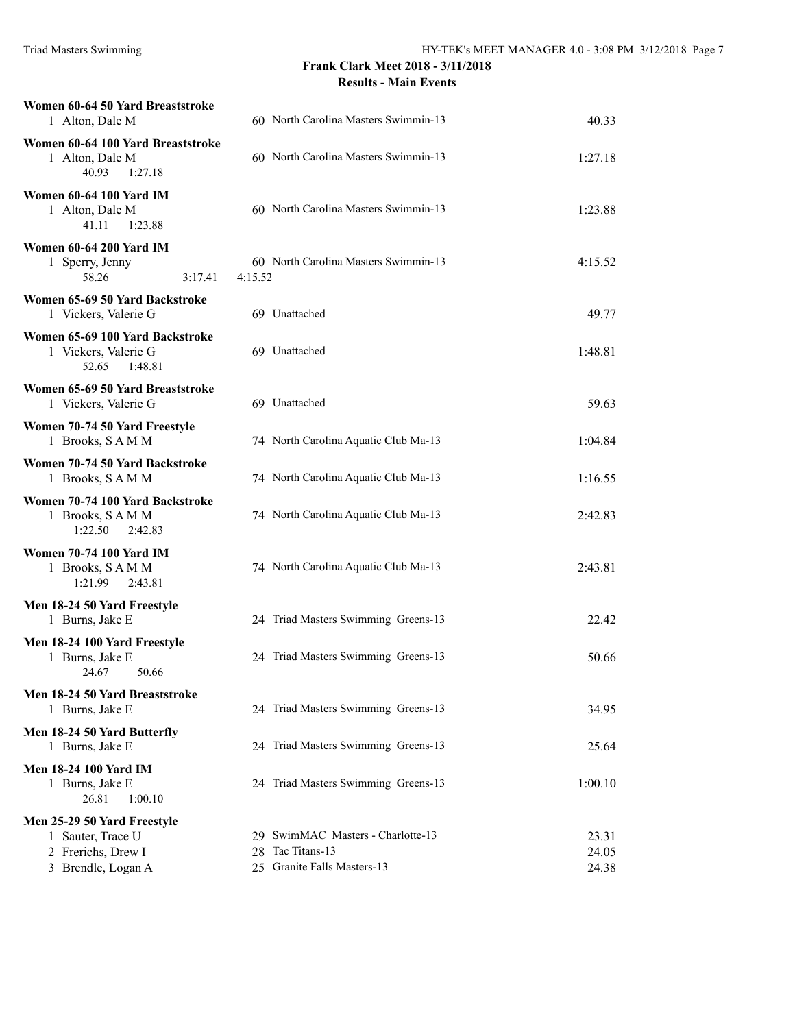**Frank Clark Meet 2018 - 3/11/2018**

**Results - Main Events**

**Women 60-64 50 Yard Breaststroke**

1 Alton, Dale M — 60 North Carolina Masters Swimmin-13 — 40.33

**Women 60-64 100 Yard Breaststroke**

1 Alton, Dale M — 60 North Carolina Masters Swimmin-13 — 1:27.18
40.93 1:27.18

**Women 60-64 100 Yard IM**

1 Alton, Dale M — 60 North Carolina Masters Swimmin-13 — 1:23.88
41.11 1:23.88

**Women 60-64 200 Yard IM**

1 Sperry, Jenny — 60 North Carolina Masters Swimmin-13 — 4:15.52
58.26 3:17.41 4:15.52

**Women 65-69 50 Yard Backstroke**

1 Vickers, Valerie G — 69 Unattached — 49.77

**Women 65-69 100 Yard Backstroke**

1 Vickers, Valerie G — 69 Unattached — 1:48.81
52.65 1:48.81

**Women 65-69 50 Yard Breaststroke**

1 Vickers, Valerie G — 69 Unattached — 59.63

**Women 70-74 50 Yard Freestyle**

1 Brooks, S A M M — 74 North Carolina Aquatic Club Ma-13 — 1:04.84

**Women 70-74 50 Yard Backstroke**

1 Brooks, S A M M — 74 North Carolina Aquatic Club Ma-13 — 1:16.55

**Women 70-74 100 Yard Backstroke**

1 Brooks, S A M M — 74 North Carolina Aquatic Club Ma-13 — 2:42.83
1:22.50 2:42.83

**Women 70-74 100 Yard IM**

1 Brooks, S A M M — 74 North Carolina Aquatic Club Ma-13 — 2:43.81
1:21.99 2:43.81

**Men 18-24 50 Yard Freestyle**

1 Burns, Jake E — 24 Triad Masters Swimming Greens-13 — 22.42

**Men 18-24 100 Yard Freestyle**

1 Burns, Jake E — 24 Triad Masters Swimming Greens-13 — 50.66
24.67 50.66

**Men 18-24 50 Yard Breaststroke**

1 Burns, Jake E — 24 Triad Masters Swimming Greens-13 — 34.95

**Men 18-24 50 Yard Butterfly**

1 Burns, Jake E — 24 Triad Masters Swimming Greens-13 — 25.64

**Men 18-24 100 Yard IM**

1 Burns, Jake E — 24 Triad Masters Swimming Greens-13 — 1:00.10
26.81 1:00.10

**Men 25-29 50 Yard Freestyle**

1 Sauter, Trace U — 29 SwimMAC Masters - Charlotte-13 — 23.31
2 Frerichs, Drew I — 28 Tac Titans-13 — 24.05
3 Brendle, Logan A — 25 Granite Falls Masters-13 — 24.38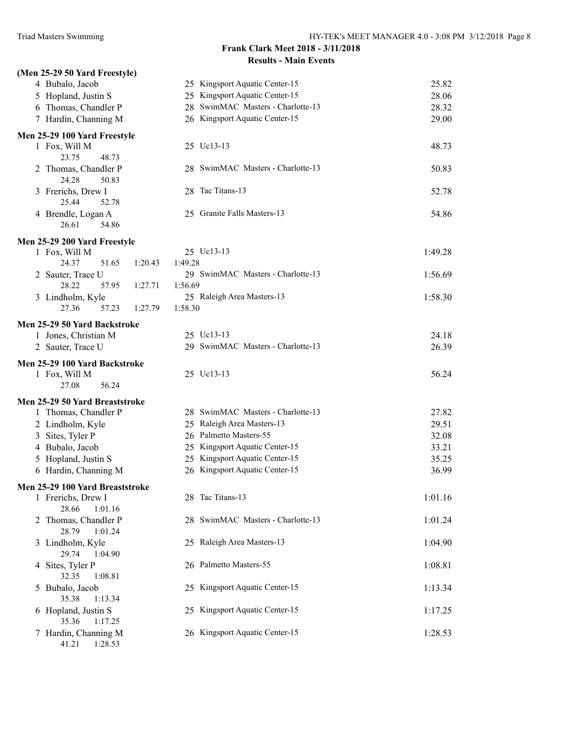## Frank Clark Meet 2018 - 3/11/2018

### Results - Main Events

**(Men 25-29 50 Yard Freestyle)**

| Place | Name | Age | Team | Time |
|---|---|---|---|---|
| 4 | Bubalo, Jacob | 25 | Kingsport Aquatic Center-15 | 25.82 |
| 5 | Hopland, Justin S | 25 | Kingsport Aquatic Center-15 | 28.06 |
| 6 | Thomas, Chandler P | 28 | SwimMAC Masters - Charlotte-13 | 28.32 |
| 7 | Hardin, Channing M | 26 | Kingsport Aquatic Center-15 | 29.00 |

**Men 25-29 100 Yard Freestyle**

| Place | Name | Age | Team | Time |
|---|---|---|---|---|
| 1 | Fox, Will M | 25 | Uc13-13 | 48.73 |
| | 23.75 48.73 | | | |
| 2 | Thomas, Chandler P | 28 | SwimMAC Masters - Charlotte-13 | 50.83 |
| | 24.28 50.83 | | | |
| 3 | Frerichs, Drew I | 28 | Tac Titans-13 | 52.78 |
| | 25.44 52.78 | | | |
| 4 | Brendle, Logan A | 25 | Granite Falls Masters-13 | 54.86 |
| | 26.61 54.86 | | | |

**Men 25-29 200 Yard Freestyle**

| Place | Name | Age | Team | Time |
|---|---|---|---|---|
| 1 | Fox, Will M | 25 | Uc13-13 | 1:49.28 |
| | 24.37 51.65 1:20.43 1:49.28 | | | |
| 2 | Sauter, Trace U | 29 | SwimMAC Masters - Charlotte-13 | 1:56.69 |
| | 28.22 57.95 1:27.71 1:56.69 | | | |
| 3 | Lindholm, Kyle | 25 | Raleigh Area Masters-13 | 1:58.30 |
| | 27.36 57.23 1:27.79 1:58.30 | | | |

**Men 25-29 50 Yard Backstroke**

| Place | Name | Age | Team | Time |
|---|---|---|---|---|
| 1 | Jones, Christian M | 25 | Uc13-13 | 24.18 |
| 2 | Sauter, Trace U | 29 | SwimMAC Masters - Charlotte-13 | 26.39 |

**Men 25-29 100 Yard Backstroke**

| Place | Name | Age | Team | Time |
|---|---|---|---|---|
| 1 | Fox, Will M | 25 | Uc13-13 | 56.24 |
| | 27.08 56.24 | | | |

**Men 25-29 50 Yard Breaststroke**

| Place | Name | Age | Team | Time |
|---|---|---|---|---|
| 1 | Thomas, Chandler P | 28 | SwimMAC Masters - Charlotte-13 | 27.82 |
| 2 | Lindholm, Kyle | 25 | Raleigh Area Masters-13 | 29.51 |
| 3 | Sites, Tyler P | 26 | Palmetto Masters-55 | 32.08 |
| 4 | Bubalo, Jacob | 25 | Kingsport Aquatic Center-15 | 33.21 |
| 5 | Hopland, Justin S | 25 | Kingsport Aquatic Center-15 | 35.25 |
| 6 | Hardin, Channing M | 26 | Kingsport Aquatic Center-15 | 36.99 |

**Men 25-29 100 Yard Breaststroke**

| Place | Name | Age | Team | Time |
|---|---|---|---|---|
| 1 | Frerichs, Drew I | 28 | Tac Titans-13 | 1:01.16 |
| | 28.66 1:01.16 | | | |
| 2 | Thomas, Chandler P | 28 | SwimMAC Masters - Charlotte-13 | 1:01.24 |
| | 28.79 1:01.24 | | | |
| 3 | Lindholm, Kyle | 25 | Raleigh Area Masters-13 | 1:04.90 |
| | 29.74 1:04.90 | | | |
| 4 | Sites, Tyler P | 26 | Palmetto Masters-55 | 1:08.81 |
| | 32.35 1:08.81 | | | |
| 5 | Bubalo, Jacob | 25 | Kingsport Aquatic Center-15 | 1:13.34 |
| | 35.38 1:13.34 | | | |
| 6 | Hopland, Justin S | 25 | Kingsport Aquatic Center-15 | 1:17.25 |
| | 35.36 1:17.25 | | | |
| 7 | Hardin, Channing M | 26 | Kingsport Aquatic Center-15 | 1:28.53 |
| | 41.21 1:28.53 | | | |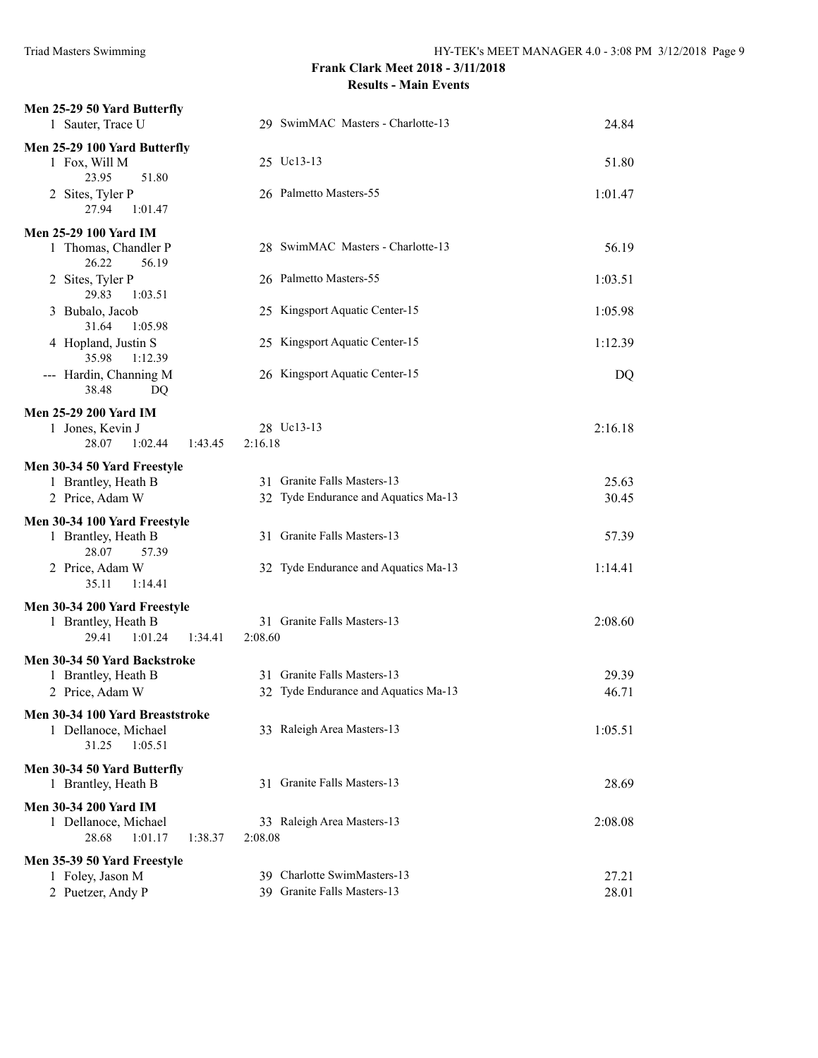**Frank Clark Meet 2018 - 3/11/2018**

**Results - Main Events**

### Men 25-29 50 Yard Butterfly

| Place | Name | Age | Team | Time |
|---|---|---|---|---|
| 1 | Sauter, Trace U | 29 | SwimMAC Masters - Charlotte-13 | 24.84 |

### Men 25-29 100 Yard Butterfly

| Place | Name | Age | Team | Time |
|---|---|---|---|---|
| 1 | Fox, Will M | 25 | Uc13-13 | 51.80 |
| | 23.95 51.80 | | | |
| 2 | Sites, Tyler P | 26 | Palmetto Masters-55 | 1:01.47 |
| | 27.94 1:01.47 | | | |

### Men 25-29 100 Yard IM

| Place | Name | Age | Team | Time |
|---|---|---|---|---|
| 1 | Thomas, Chandler P | 28 | SwimMAC Masters - Charlotte-13 | 56.19 |
| | 26.22 56.19 | | | |
| 2 | Sites, Tyler P | 26 | Palmetto Masters-55 | 1:03.51 |
| | 29.83 1:03.51 | | | |
| 3 | Bubalo, Jacob | 25 | Kingsport Aquatic Center-15 | 1:05.98 |
| | 31.64 1:05.98 | | | |
| 4 | Hopland, Justin S | 25 | Kingsport Aquatic Center-15 | 1:12.39 |
| | 35.98 1:12.39 | | | |
| --- | Hardin, Channing M | 26 | Kingsport Aquatic Center-15 | DQ |
| | 38.48 DQ | | | |

### Men 25-29 200 Yard IM

| Place | Name | Age | Team | Time |
|---|---|---|---|---|
| 1 | Jones, Kevin J | 28 | Uc13-13 | 2:16.18 |
| | 28.07 1:02.44 1:43.45 2:16.18 | | | |

### Men 30-34 50 Yard Freestyle

| Place | Name | Age | Team | Time |
|---|---|---|---|---|
| 1 | Brantley, Heath B | 31 | Granite Falls Masters-13 | 25.63 |
| 2 | Price, Adam W | 32 | Tyde Endurance and Aquatics Ma-13 | 30.45 |

### Men 30-34 100 Yard Freestyle

| Place | Name | Age | Team | Time |
|---|---|---|---|---|
| 1 | Brantley, Heath B | 31 | Granite Falls Masters-13 | 57.39 |
| | 28.07 57.39 | | | |
| 2 | Price, Adam W | 32 | Tyde Endurance and Aquatics Ma-13 | 1:14.41 |
| | 35.11 1:14.41 | | | |

### Men 30-34 200 Yard Freestyle

| Place | Name | Age | Team | Time |
|---|---|---|---|---|
| 1 | Brantley, Heath B | 31 | Granite Falls Masters-13 | 2:08.60 |
| | 29.41 1:01.24 1:34.41 2:08.60 | | | |

### Men 30-34 50 Yard Backstroke

| Place | Name | Age | Team | Time |
|---|---|---|---|---|
| 1 | Brantley, Heath B | 31 | Granite Falls Masters-13 | 29.39 |
| 2 | Price, Adam W | 32 | Tyde Endurance and Aquatics Ma-13 | 46.71 |

### Men 30-34 100 Yard Breaststroke

| Place | Name | Age | Team | Time |
|---|---|---|---|---|
| 1 | Dellanoce, Michael | 33 | Raleigh Area Masters-13 | 1:05.51 |
| | 31.25 1:05.51 | | | |

### Men 30-34 50 Yard Butterfly

| Place | Name | Age | Team | Time |
|---|---|---|---|---|
| 1 | Brantley, Heath B | 31 | Granite Falls Masters-13 | 28.69 |

### Men 30-34 200 Yard IM

| Place | Name | Age | Team | Time |
|---|---|---|---|---|
| 1 | Dellanoce, Michael | 33 | Raleigh Area Masters-13 | 2:08.08 |
| | 28.68 1:01.17 1:38.37 2:08.08 | | | |

### Men 35-39 50 Yard Freestyle

| Place | Name | Age | Team | Time |
|---|---|---|---|---|
| 1 | Foley, Jason M | 39 | Charlotte SwimMasters-13 | 27.21 |
| 2 | Puetzer, Andy P | 39 | Granite Falls Masters-13 | 28.01 |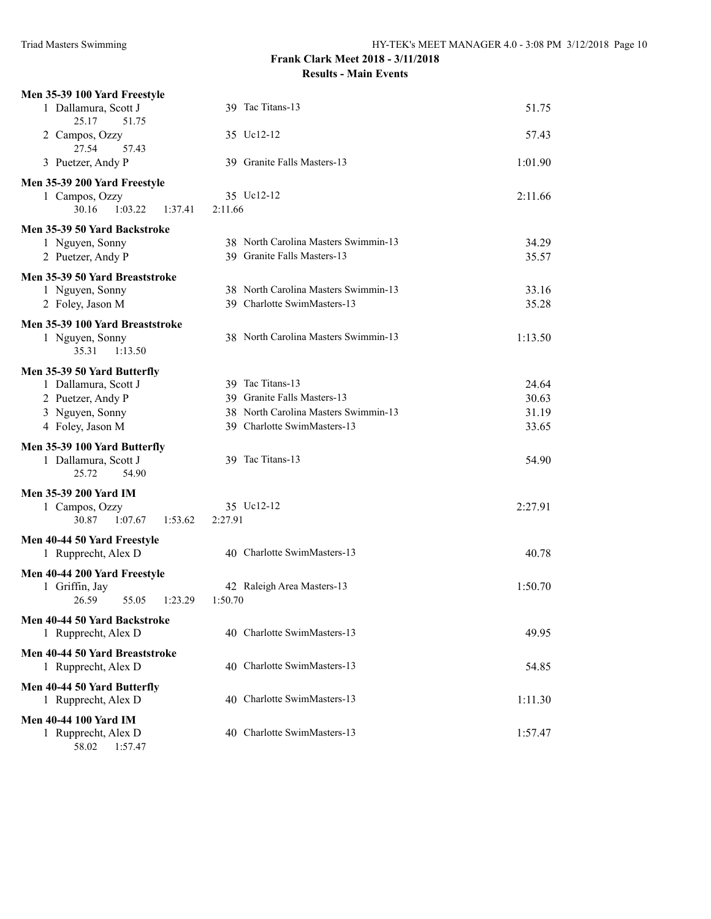# Frank Clark Meet 2018 - 3/11/2018

## Results - Main Events

### Men 35-39 100 Yard Freestyle

| Place | Name | Age | Team | Time |
|---|---|---|---|---|
| 1 | Dallamura, Scott J | 39 | Tac Titans-13 | 51.75 |
| | 25.17 51.75 | | | |
| 2 | Campos, Ozzy | 35 | Uc12-12 | 57.43 |
| | 27.54 57.43 | | | |
| 3 | Puetzer, Andy P | 39 | Granite Falls Masters-13 | 1:01.90 |

### Men 35-39 200 Yard Freestyle

| Place | Name | Age | Team | Time |
|---|---|---|---|---|
| 1 | Campos, Ozzy | 35 | Uc12-12 | 2:11.66 |
| | 30.16 1:03.22 1:37.41 2:11.66 | | | |

### Men 35-39 50 Yard Backstroke

| Place | Name | Age | Team | Time |
|---|---|---|---|---|
| 1 | Nguyen, Sonny | 38 | North Carolina Masters Swimmin-13 | 34.29 |
| 2 | Puetzer, Andy P | 39 | Granite Falls Masters-13 | 35.57 |

### Men 35-39 50 Yard Breaststroke

| Place | Name | Age | Team | Time |
|---|---|---|---|---|
| 1 | Nguyen, Sonny | 38 | North Carolina Masters Swimmin-13 | 33.16 |
| 2 | Foley, Jason M | 39 | Charlotte SwimMasters-13 | 35.28 |

### Men 35-39 100 Yard Breaststroke

| Place | Name | Age | Team | Time |
|---|---|---|---|---|
| 1 | Nguyen, Sonny | 38 | North Carolina Masters Swimmin-13 | 1:13.50 |
| | 35.31 1:13.50 | | | |

### Men 35-39 50 Yard Butterfly

| Place | Name | Age | Team | Time |
|---|---|---|---|---|
| 1 | Dallamura, Scott J | 39 | Tac Titans-13 | 24.64 |
| 2 | Puetzer, Andy P | 39 | Granite Falls Masters-13 | 30.63 |
| 3 | Nguyen, Sonny | 38 | North Carolina Masters Swimmin-13 | 31.19 |
| 4 | Foley, Jason M | 39 | Charlotte SwimMasters-13 | 33.65 |

### Men 35-39 100 Yard Butterfly

| Place | Name | Age | Team | Time |
|---|---|---|---|---|
| 1 | Dallamura, Scott J | 39 | Tac Titans-13 | 54.90 |
| | 25.72 54.90 | | | |

### Men 35-39 200 Yard IM

| Place | Name | Age | Team | Time |
|---|---|---|---|---|
| 1 | Campos, Ozzy | 35 | Uc12-12 | 2:27.91 |
| | 30.87 1:07.67 1:53.62 2:27.91 | | | |

### Men 40-44 50 Yard Freestyle

| Place | Name | Age | Team | Time |
|---|---|---|---|---|
| 1 | Rupprecht, Alex D | 40 | Charlotte SwimMasters-13 | 40.78 |

### Men 40-44 200 Yard Freestyle

| Place | Name | Age | Team | Time |
|---|---|---|---|---|
| 1 | Griffin, Jay | 42 | Raleigh Area Masters-13 | 1:50.70 |
| | 26.59 55.05 1:23.29 1:50.70 | | | |

### Men 40-44 50 Yard Backstroke

| Place | Name | Age | Team | Time |
|---|---|---|---|---|
| 1 | Rupprecht, Alex D | 40 | Charlotte SwimMasters-13 | 49.95 |

### Men 40-44 50 Yard Breaststroke

| Place | Name | Age | Team | Time |
|---|---|---|---|---|
| 1 | Rupprecht, Alex D | 40 | Charlotte SwimMasters-13 | 54.85 |

### Men 40-44 50 Yard Butterfly

| Place | Name | Age | Team | Time |
|---|---|---|---|---|
| 1 | Rupprecht, Alex D | 40 | Charlotte SwimMasters-13 | 1:11.30 |

### Men 40-44 100 Yard IM

| Place | Name | Age | Team | Time |
|---|---|---|---|---|
| 1 | Rupprecht, Alex D | 40 | Charlotte SwimMasters-13 | 1:57.47 |
| | 58.02 1:57.47 | | | |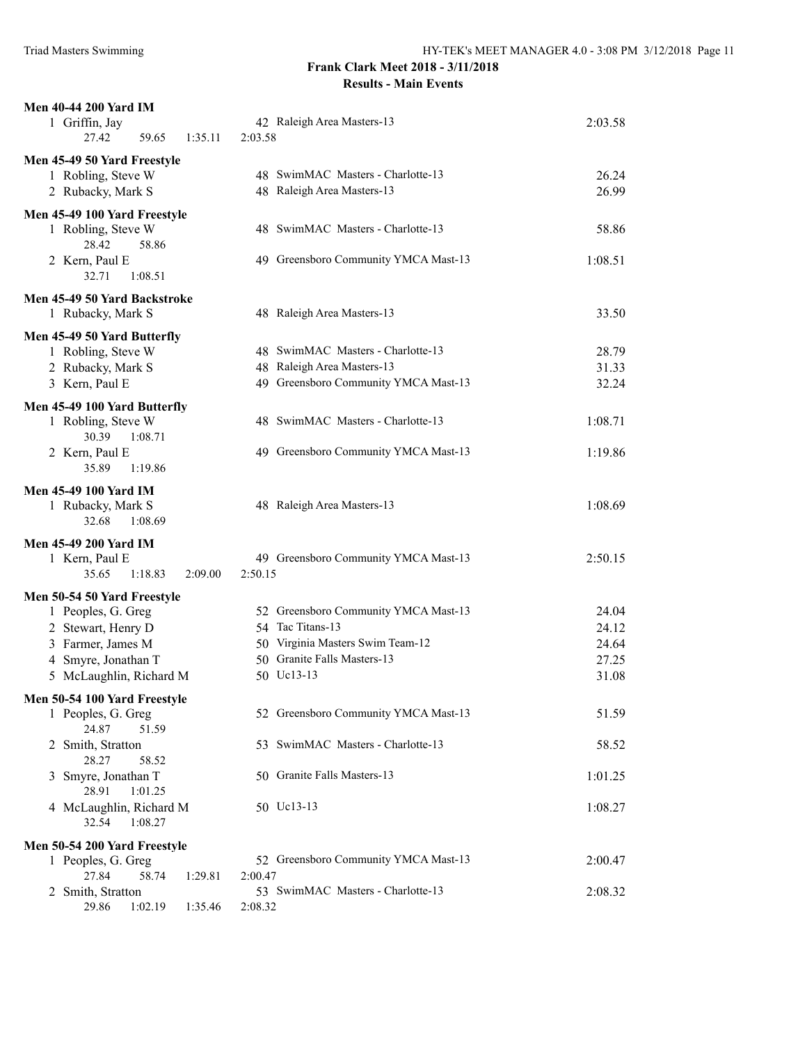**Frank Clark Meet 2018 - 3/11/2018**

**Results - Main Events**

**Men 40-44 200 Yard IM**

| | Name | Age | Team | Time |
|---|---|---|---|---|
| 1 | Griffin, Jay | 42 | Raleigh Area Masters-13 | 2:03.58 |
| | 27.42 59.65 1:35.11 2:03.58 | | | |

**Men 45-49 50 Yard Freestyle**

| | Name | Age | Team | Time |
|---|---|---|---|---|
| 1 | Robling, Steve W | 48 | SwimMAC Masters - Charlotte-13 | 26.24 |
| 2 | Rubacky, Mark S | 48 | Raleigh Area Masters-13 | 26.99 |

**Men 45-49 100 Yard Freestyle**

| | Name | Age | Team | Time |
|---|---|---|---|---|
| 1 | Robling, Steve W | 48 | SwimMAC Masters - Charlotte-13 | 58.86 |
| | 28.42 58.86 | | | |
| 2 | Kern, Paul E | 49 | Greensboro Community YMCA Mast-13 | 1:08.51 |
| | 32.71 1:08.51 | | | |

**Men 45-49 50 Yard Backstroke**

| | Name | Age | Team | Time |
|---|---|---|---|---|
| 1 | Rubacky, Mark S | 48 | Raleigh Area Masters-13 | 33.50 |

**Men 45-49 50 Yard Butterfly**

| | Name | Age | Team | Time |
|---|---|---|---|---|
| 1 | Robling, Steve W | 48 | SwimMAC Masters - Charlotte-13 | 28.79 |
| 2 | Rubacky, Mark S | 48 | Raleigh Area Masters-13 | 31.33 |
| 3 | Kern, Paul E | 49 | Greensboro Community YMCA Mast-13 | 32.24 |

**Men 45-49 100 Yard Butterfly**

| | Name | Age | Team | Time |
|---|---|---|---|---|
| 1 | Robling, Steve W | 48 | SwimMAC Masters - Charlotte-13 | 1:08.71 |
| | 30.39 1:08.71 | | | |
| 2 | Kern, Paul E | 49 | Greensboro Community YMCA Mast-13 | 1:19.86 |
| | 35.89 1:19.86 | | | |

**Men 45-49 100 Yard IM**

| | Name | Age | Team | Time |
|---|---|---|---|---|
| 1 | Rubacky, Mark S | 48 | Raleigh Area Masters-13 | 1:08.69 |
| | 32.68 1:08.69 | | | |

**Men 45-49 200 Yard IM**

| | Name | Age | Team | Time |
|---|---|---|---|---|
| 1 | Kern, Paul E | 49 | Greensboro Community YMCA Mast-13 | 2:50.15 |
| | 35.65 1:18.83 2:09.00 2:50.15 | | | |

**Men 50-54 50 Yard Freestyle**

| | Name | Age | Team | Time |
|---|---|---|---|---|
| 1 | Peoples, G. Greg | 52 | Greensboro Community YMCA Mast-13 | 24.04 |
| 2 | Stewart, Henry D | 54 | Tac Titans-13 | 24.12 |
| 3 | Farmer, James M | 50 | Virginia Masters Swim Team-12 | 24.64 |
| 4 | Smyre, Jonathan T | 50 | Granite Falls Masters-13 | 27.25 |
| 5 | McLaughlin, Richard M | 50 | Uc13-13 | 31.08 |

**Men 50-54 100 Yard Freestyle**

| | Name | Age | Team | Time |
|---|---|---|---|---|
| 1 | Peoples, G. Greg | 52 | Greensboro Community YMCA Mast-13 | 51.59 |
| | 24.87 51.59 | | | |
| 2 | Smith, Stratton | 53 | SwimMAC Masters - Charlotte-13 | 58.52 |
| | 28.27 58.52 | | | |
| 3 | Smyre, Jonathan T | 50 | Granite Falls Masters-13 | 1:01.25 |
| | 28.91 1:01.25 | | | |
| 4 | McLaughlin, Richard M | 50 | Uc13-13 | 1:08.27 |
| | 32.54 1:08.27 | | | |

**Men 50-54 200 Yard Freestyle**

| | Name | Age | Team | Time |
|---|---|---|---|---|
| 1 | Peoples, G. Greg | 52 | Greensboro Community YMCA Mast-13 | 2:00.47 |
| | 27.84 58.74 1:29.81 2:00.47 | | | |
| 2 | Smith, Stratton | 53 | SwimMAC Masters - Charlotte-13 | 2:08.32 |
| | 29.86 1:02.19 1:35.46 2:08.32 | | | |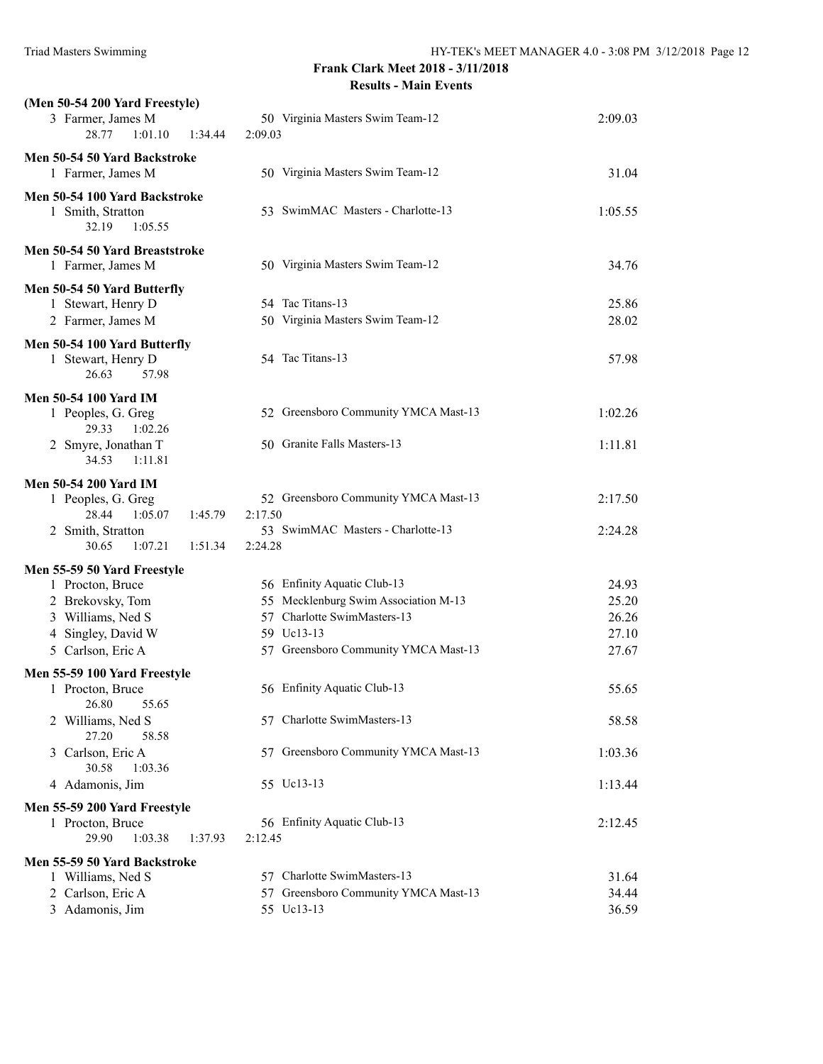**Frank Clark Meet 2018 - 3/11/2018**

**Results - Main Events**

### (Men 50-54 200 Yard Freestyle)

3 Farmer, James M — 50 Virginia Masters Swim Team-12 — 2:09.03
28.77 1:01.10 1:34.44 2:09.03

### Men 50-54 50 Yard Backstroke

1 Farmer, James M — 50 Virginia Masters Swim Team-12 — 31.04

### Men 50-54 100 Yard Backstroke

1 Smith, Stratton — 53 SwimMAC Masters - Charlotte-13 — 1:05.55
32.19 1:05.55

### Men 50-54 50 Yard Breaststroke

1 Farmer, James M — 50 Virginia Masters Swim Team-12 — 34.76

### Men 50-54 50 Yard Butterfly

1 Stewart, Henry D — 54 Tac Titans-13 — 25.86
2 Farmer, James M — 50 Virginia Masters Swim Team-12 — 28.02

### Men 50-54 100 Yard Butterfly

1 Stewart, Henry D — 54 Tac Titans-13 — 57.98
26.63 57.98

### Men 50-54 100 Yard IM

1 Peoples, G. Greg — 52 Greensboro Community YMCA Mast-13 — 1:02.26
29.33 1:02.26
2 Smyre, Jonathan T — 50 Granite Falls Masters-13 — 1:11.81
34.53 1:11.81

### Men 50-54 200 Yard IM

1 Peoples, G. Greg — 52 Greensboro Community YMCA Mast-13 — 2:17.50
28.44 1:05.07 1:45.79 2:17.50
2 Smith, Stratton — 53 SwimMAC Masters - Charlotte-13 — 2:24.28
30.65 1:07.21 1:51.34 2:24.28

### Men 55-59 50 Yard Freestyle

1 Procton, Bruce — 56 Enfinity Aquatic Club-13 — 24.93
2 Brekovsky, Tom — 55 Mecklenburg Swim Association M-13 — 25.20
3 Williams, Ned S — 57 Charlotte SwimMasters-13 — 26.26
4 Singley, David W — 59 Uc13-13 — 27.10
5 Carlson, Eric A — 57 Greensboro Community YMCA Mast-13 — 27.67

### Men 55-59 100 Yard Freestyle

1 Procton, Bruce — 56 Enfinity Aquatic Club-13 — 55.65
26.80 55.65
2 Williams, Ned S — 57 Charlotte SwimMasters-13 — 58.58
27.20 58.58
3 Carlson, Eric A — 57 Greensboro Community YMCA Mast-13 — 1:03.36
30.58 1:03.36
4 Adamonis, Jim — 55 Uc13-13 — 1:13.44

### Men 55-59 200 Yard Freestyle

1 Procton, Bruce — 56 Enfinity Aquatic Club-13 — 2:12.45
29.90 1:03.38 1:37.93 2:12.45

### Men 55-59 50 Yard Backstroke

1 Williams, Ned S — 57 Charlotte SwimMasters-13 — 31.64
2 Carlson, Eric A — 57 Greensboro Community YMCA Mast-13 — 34.44
3 Adamonis, Jim — 55 Uc13-13 — 36.59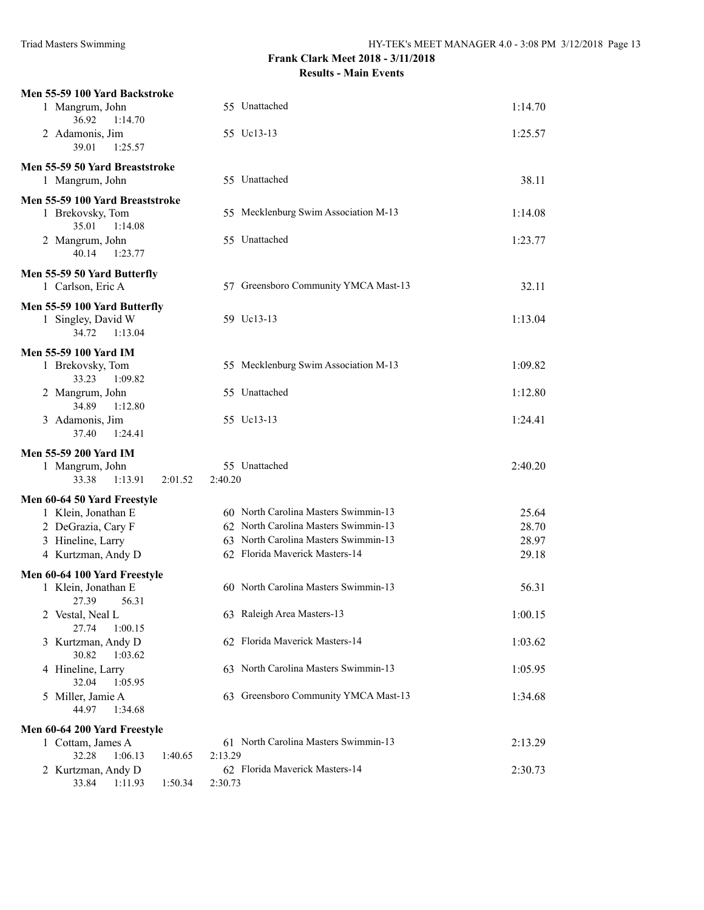**Frank Clark Meet 2018 - 3/11/2018**

**Results - Main Events**

**Men 55-59 100 Yard Backstroke**

| Place | Name | Age | Team | Time |
|---|---|---|---|---|
| 1 | Mangrum, John | 55 | Unattached | 1:14.70 |
| | 36.92 1:14.70 | | | |
| 2 | Adamonis, Jim | 55 | Uc13-13 | 1:25.57 |
| | 39.01 1:25.57 | | | |

**Men 55-59 50 Yard Breaststroke**

| Place | Name | Age | Team | Time |
|---|---|---|---|---|
| 1 | Mangrum, John | 55 | Unattached | 38.11 |

**Men 55-59 100 Yard Breaststroke**

| Place | Name | Age | Team | Time |
|---|---|---|---|---|
| 1 | Brekovsky, Tom | 55 | Mecklenburg Swim Association M-13 | 1:14.08 |
| | 35.01 1:14.08 | | | |
| 2 | Mangrum, John | 55 | Unattached | 1:23.77 |
| | 40.14 1:23.77 | | | |

**Men 55-59 50 Yard Butterfly**

| Place | Name | Age | Team | Time |
|---|---|---|---|---|
| 1 | Carlson, Eric A | 57 | Greensboro Community YMCA Mast-13 | 32.11 |

**Men 55-59 100 Yard Butterfly**

| Place | Name | Age | Team | Time |
|---|---|---|---|---|
| 1 | Singley, David W | 59 | Uc13-13 | 1:13.04 |
| | 34.72 1:13.04 | | | |

**Men 55-59 100 Yard IM**

| Place | Name | Age | Team | Time |
|---|---|---|---|---|
| 1 | Brekovsky, Tom | 55 | Mecklenburg Swim Association M-13 | 1:09.82 |
| | 33.23 1:09.82 | | | |
| 2 | Mangrum, John | 55 | Unattached | 1:12.80 |
| | 34.89 1:12.80 | | | |
| 3 | Adamonis, Jim | 55 | Uc13-13 | 1:24.41 |
| | 37.40 1:24.41 | | | |

**Men 55-59 200 Yard IM**

| Place | Name | Age | Team | Time |
|---|---|---|---|---|
| 1 | Mangrum, John | 55 | Unattached | 2:40.20 |
| | 33.38 1:13.91 2:01.52 2:40.20 | | | |

**Men 60-64 50 Yard Freestyle**

| Place | Name | Age | Team | Time |
|---|---|---|---|---|
| 1 | Klein, Jonathan E | 60 | North Carolina Masters Swimmin-13 | 25.64 |
| 2 | DeGrazia, Cary F | 62 | North Carolina Masters Swimmin-13 | 28.70 |
| 3 | Hineline, Larry | 63 | North Carolina Masters Swimmin-13 | 28.97 |
| 4 | Kurtzman, Andy D | 62 | Florida Maverick Masters-14 | 29.18 |

**Men 60-64 100 Yard Freestyle**

| Place | Name | Age | Team | Time |
|---|---|---|---|---|
| 1 | Klein, Jonathan E | 60 | North Carolina Masters Swimmin-13 | 56.31 |
| | 27.39 56.31 | | | |
| 2 | Vestal, Neal L | 63 | Raleigh Area Masters-13 | 1:00.15 |
| | 27.74 1:00.15 | | | |
| 3 | Kurtzman, Andy D | 62 | Florida Maverick Masters-14 | 1:03.62 |
| | 30.82 1:03.62 | | | |
| 4 | Hineline, Larry | 63 | North Carolina Masters Swimmin-13 | 1:05.95 |
| | 32.04 1:05.95 | | | |
| 5 | Miller, Jamie A | 63 | Greensboro Community YMCA Mast-13 | 1:34.68 |
| | 44.97 1:34.68 | | | |

**Men 60-64 200 Yard Freestyle**

| Place | Name | Age | Team | Time |
|---|---|---|---|---|
| 1 | Cottam, James A | 61 | North Carolina Masters Swimmin-13 | 2:13.29 |
| | 32.28 1:06.13 1:40.65 2:13.29 | | | |
| 2 | Kurtzman, Andy D | 62 | Florida Maverick Masters-14 | 2:30.73 |
| | 33.84 1:11.93 1:50.34 2:30.73 | | | |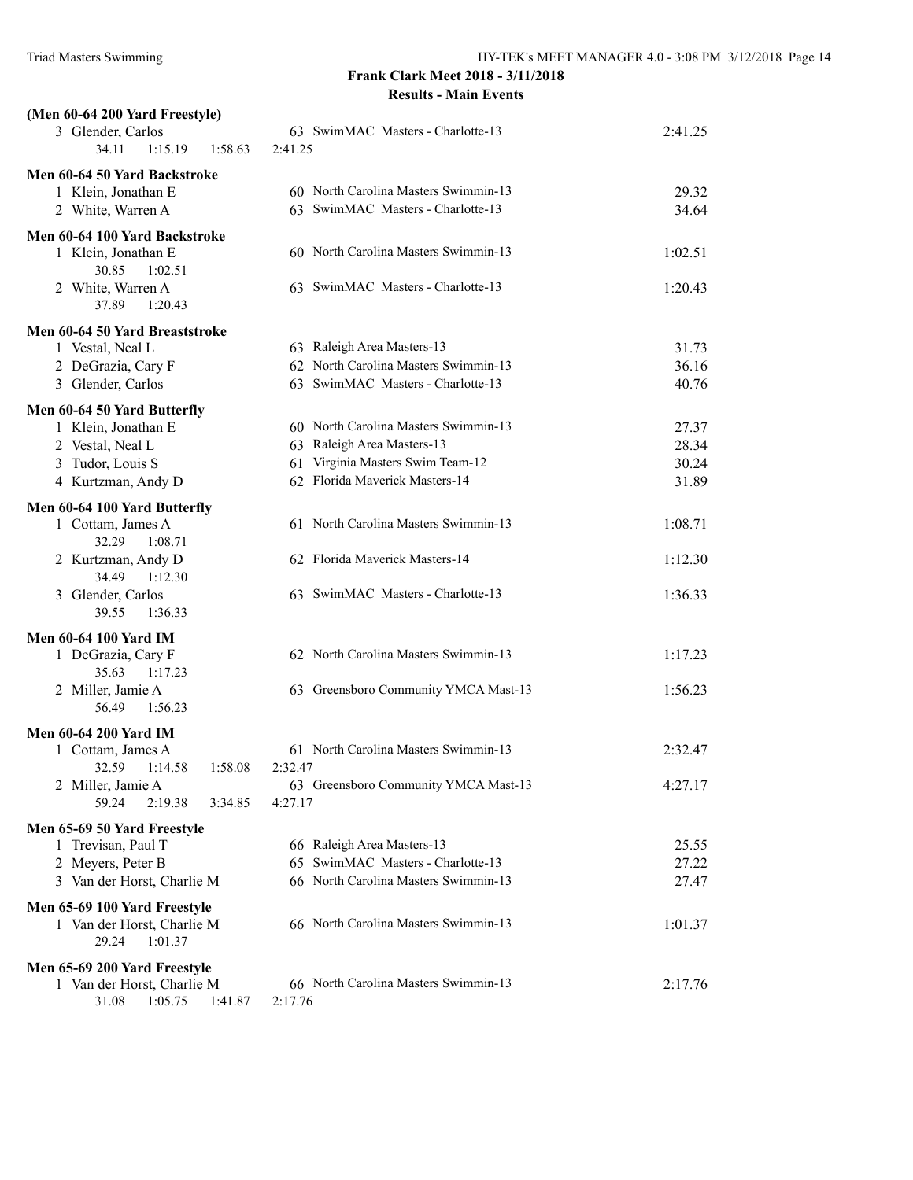## Frank Clark Meet 2018 - 3/11/2018

### Results - Main Events

**(Men 60-64 200 Yard Freestyle)**

| | Name | Age | Team | Time |
|---|---|---|---|---|
| 3 | Glender, Carlos | 63 | SwimMAC Masters - Charlotte-13 | 2:41.25 |
| | 34.11 1:15.19 1:58.63 2:41.25 | | | |

**Men 60-64 50 Yard Backstroke**

| | Name | Age | Team | Time |
|---|---|---|---|---|
| 1 | Klein, Jonathan E | 60 | North Carolina Masters Swimmin-13 | 29.32 |
| 2 | White, Warren A | 63 | SwimMAC Masters - Charlotte-13 | 34.64 |

**Men 60-64 100 Yard Backstroke**

| | Name | Age | Team | Time |
|---|---|---|---|---|
| 1 | Klein, Jonathan E | 60 | North Carolina Masters Swimmin-13 | 1:02.51 |
| | 30.85 1:02.51 | | | |
| 2 | White, Warren A | 63 | SwimMAC Masters - Charlotte-13 | 1:20.43 |
| | 37.89 1:20.43 | | | |

**Men 60-64 50 Yard Breaststroke**

| | Name | Age | Team | Time |
|---|---|---|---|---|
| 1 | Vestal, Neal L | 63 | Raleigh Area Masters-13 | 31.73 |
| 2 | DeGrazia, Cary F | 62 | North Carolina Masters Swimmin-13 | 36.16 |
| 3 | Glender, Carlos | 63 | SwimMAC Masters - Charlotte-13 | 40.76 |

**Men 60-64 50 Yard Butterfly**

| | Name | Age | Team | Time |
|---|---|---|---|---|
| 1 | Klein, Jonathan E | 60 | North Carolina Masters Swimmin-13 | 27.37 |
| 2 | Vestal, Neal L | 63 | Raleigh Area Masters-13 | 28.34 |
| 3 | Tudor, Louis S | 61 | Virginia Masters Swim Team-12 | 30.24 |
| 4 | Kurtzman, Andy D | 62 | Florida Maverick Masters-14 | 31.89 |

**Men 60-64 100 Yard Butterfly**

| | Name | Age | Team | Time |
|---|---|---|---|---|
| 1 | Cottam, James A | 61 | North Carolina Masters Swimmin-13 | 1:08.71 |
| | 32.29 1:08.71 | | | |
| 2 | Kurtzman, Andy D | 62 | Florida Maverick Masters-14 | 1:12.30 |
| | 34.49 1:12.30 | | | |
| 3 | Glender, Carlos | 63 | SwimMAC Masters - Charlotte-13 | 1:36.33 |
| | 39.55 1:36.33 | | | |

**Men 60-64 100 Yard IM**

| | Name | Age | Team | Time |
|---|---|---|---|---|
| 1 | DeGrazia, Cary F | 62 | North Carolina Masters Swimmin-13 | 1:17.23 |
| | 35.63 1:17.23 | | | |
| 2 | Miller, Jamie A | 63 | Greensboro Community YMCA Mast-13 | 1:56.23 |
| | 56.49 1:56.23 | | | |

**Men 60-64 200 Yard IM**

| | Name | Age | Team | Time |
|---|---|---|---|---|
| 1 | Cottam, James A | 61 | North Carolina Masters Swimmin-13 | 2:32.47 |
| | 32.59 1:14.58 1:58.08 2:32.47 | | | |
| 2 | Miller, Jamie A | 63 | Greensboro Community YMCA Mast-13 | 4:27.17 |
| | 59.24 2:19.38 3:34.85 4:27.17 | | | |

**Men 65-69 50 Yard Freestyle**

| | Name | Age | Team | Time |
|---|---|---|---|---|
| 1 | Trevisan, Paul T | 66 | Raleigh Area Masters-13 | 25.55 |
| 2 | Meyers, Peter B | 65 | SwimMAC Masters - Charlotte-13 | 27.22 |
| 3 | Van der Horst, Charlie M | 66 | North Carolina Masters Swimmin-13 | 27.47 |

**Men 65-69 100 Yard Freestyle**

| | Name | Age | Team | Time |
|---|---|---|---|---|
| 1 | Van der Horst, Charlie M | 66 | North Carolina Masters Swimmin-13 | 1:01.37 |
| | 29.24 1:01.37 | | | |

**Men 65-69 200 Yard Freestyle**

| | Name | Age | Team | Time |
|---|---|---|---|---|
| 1 | Van der Horst, Charlie M | 66 | North Carolina Masters Swimmin-13 | 2:17.76 |
| | 31.08 1:05.75 1:41.87 2:17.76 | | | |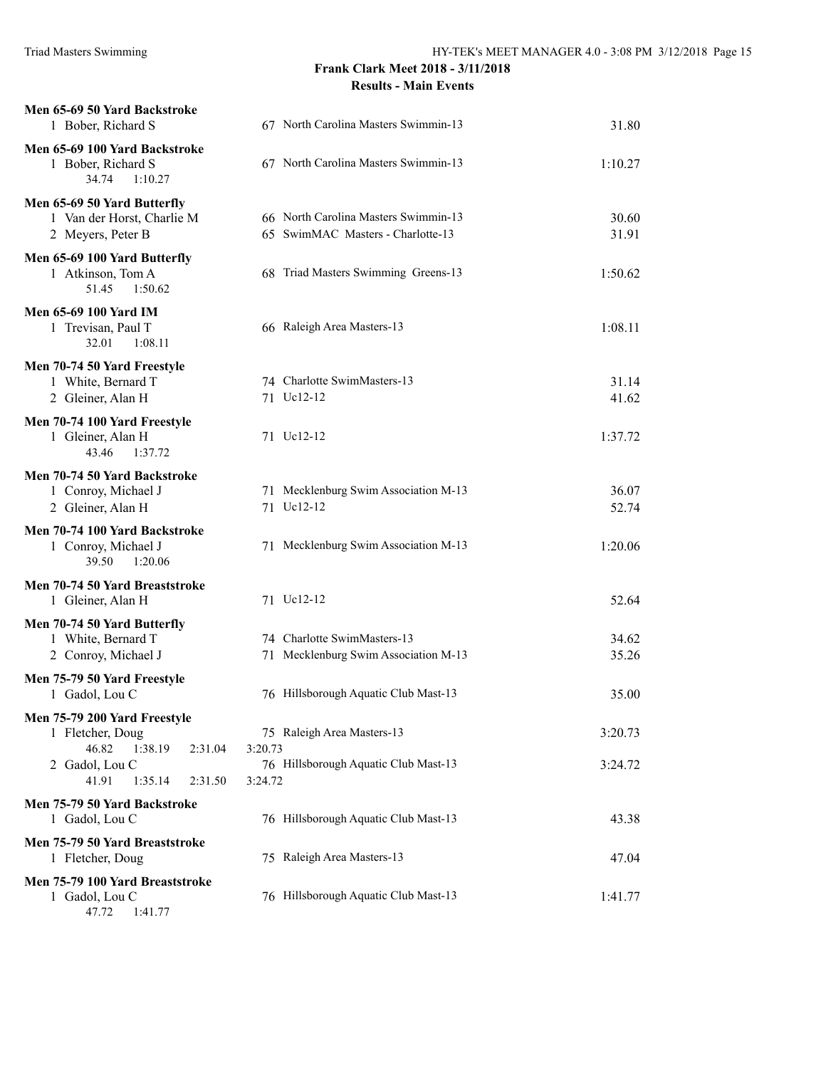## Frank Clark Meet 2018 - 3/11/2018

### Results - Main Events

**Men 65-69 50 Yard Backstroke**

1 Bober, Richard S — 67 North Carolina Masters Swimmin-13 — 31.80

**Men 65-69 100 Yard Backstroke**

1 Bober, Richard S — 67 North Carolina Masters Swimmin-13 — 1:10.27
34.74 1:10.27

**Men 65-69 50 Yard Butterfly**

1 Van der Horst, Charlie M — 66 North Carolina Masters Swimmin-13 — 30.60
2 Meyers, Peter B — 65 SwimMAC Masters - Charlotte-13 — 31.91

**Men 65-69 100 Yard Butterfly**

1 Atkinson, Tom A — 68 Triad Masters Swimming Greens-13 — 1:50.62
51.45 1:50.62

**Men 65-69 100 Yard IM**

1 Trevisan, Paul T — 66 Raleigh Area Masters-13 — 1:08.11
32.01 1:08.11

**Men 70-74 50 Yard Freestyle**

1 White, Bernard T — 74 Charlotte SwimMasters-13 — 31.14
2 Gleiner, Alan H — 71 Uc12-12 — 41.62

**Men 70-74 100 Yard Freestyle**

1 Gleiner, Alan H — 71 Uc12-12 — 1:37.72
43.46 1:37.72

**Men 70-74 50 Yard Backstroke**

1 Conroy, Michael J — 71 Mecklenburg Swim Association M-13 — 36.07
2 Gleiner, Alan H — 71 Uc12-12 — 52.74

**Men 70-74 100 Yard Backstroke**

1 Conroy, Michael J — 71 Mecklenburg Swim Association M-13 — 1:20.06
39.50 1:20.06

**Men 70-74 50 Yard Breaststroke**

1 Gleiner, Alan H — 71 Uc12-12 — 52.64

**Men 70-74 50 Yard Butterfly**

1 White, Bernard T — 74 Charlotte SwimMasters-13 — 34.62
2 Conroy, Michael J — 71 Mecklenburg Swim Association M-13 — 35.26

**Men 75-79 50 Yard Freestyle**

1 Gadol, Lou C — 76 Hillsborough Aquatic Club Mast-13 — 35.00

**Men 75-79 200 Yard Freestyle**

1 Fletcher, Doug — 75 Raleigh Area Masters-13 — 3:20.73
46.82 1:38.19 2:31.04 3:20.73
2 Gadol, Lou C — 76 Hillsborough Aquatic Club Mast-13 — 3:24.72
41.91 1:35.14 2:31.50 3:24.72

**Men 75-79 50 Yard Backstroke**

1 Gadol, Lou C — 76 Hillsborough Aquatic Club Mast-13 — 43.38

**Men 75-79 50 Yard Breaststroke**

1 Fletcher, Doug — 75 Raleigh Area Masters-13 — 47.04

**Men 75-79 100 Yard Breaststroke**

1 Gadol, Lou C — 76 Hillsborough Aquatic Club Mast-13 — 1:41.77
47.72 1:41.77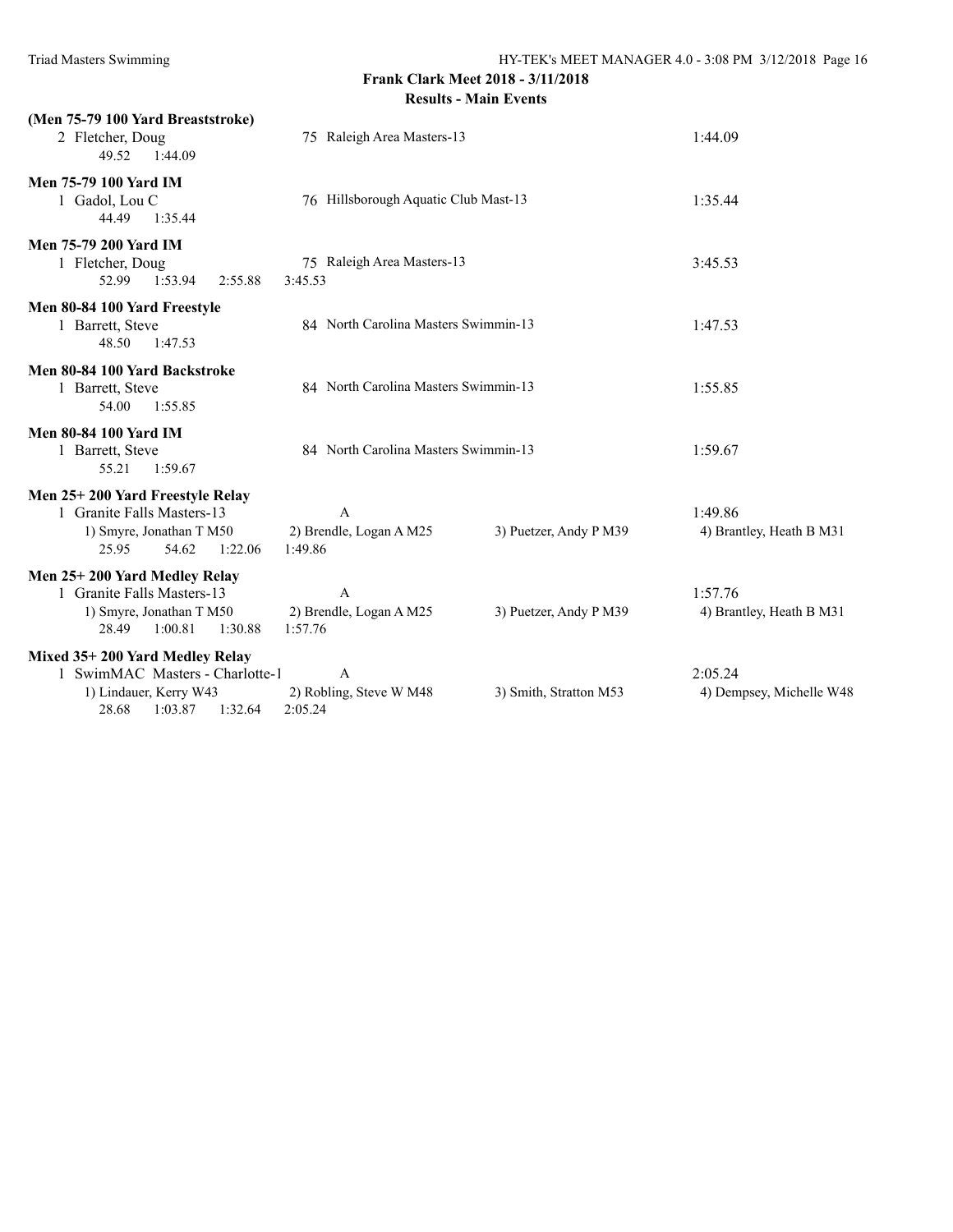**Frank Clark Meet 2018 - 3/11/2018**

**Results - Main Events**

**(Men 75-79 100 Yard Breaststroke)**

2 Fletcher, Doug — 75 Raleigh Area Masters-13 — 1:44.09

49.52 1:44.09

**Men 75-79 100 Yard IM**

1 Gadol, Lou C — 76 Hillsborough Aquatic Club Mast-13 — 1:35.44

44.49 1:35.44

**Men 75-79 200 Yard IM**

1 Fletcher, Doug — 75 Raleigh Area Masters-13 — 3:45.53

52.99 1:53.94 2:55.88 3:45.53

**Men 80-84 100 Yard Freestyle**

1 Barrett, Steve — 84 North Carolina Masters Swimmin-13 — 1:47.53

48.50 1:47.53

**Men 80-84 100 Yard Backstroke**

1 Barrett, Steve — 84 North Carolina Masters Swimmin-13 — 1:55.85

54.00 1:55.85

**Men 80-84 100 Yard IM**

1 Barrett, Steve — 84 North Carolina Masters Swimmin-13 — 1:59.67

55.21 1:59.67

**Men 25+ 200 Yard Freestyle Relay**

1 Granite Falls Masters-13 — A — 1:49.86

1) Smyre, Jonathan T M50 2) Brendle, Logan A M25 3) Puetzer, Andy P M39 4) Brantley, Heath B M31

25.95 54.62 1:22.06 1:49.86

**Men 25+ 200 Yard Medley Relay**

1 Granite Falls Masters-13 — A — 1:57.76

1) Smyre, Jonathan T M50 2) Brendle, Logan A M25 3) Puetzer, Andy P M39 4) Brantley, Heath B M31

28.49 1:00.81 1:30.88 1:57.76

**Mixed 35+ 200 Yard Medley Relay**

1 SwimMAC Masters - Charlotte-1 — A — 2:05.24

1) Lindauer, Kerry W43 2) Robling, Steve W M48 3) Smith, Stratton M53 4) Dempsey, Michelle W48

28.68 1:03.87 1:32.64 2:05.24